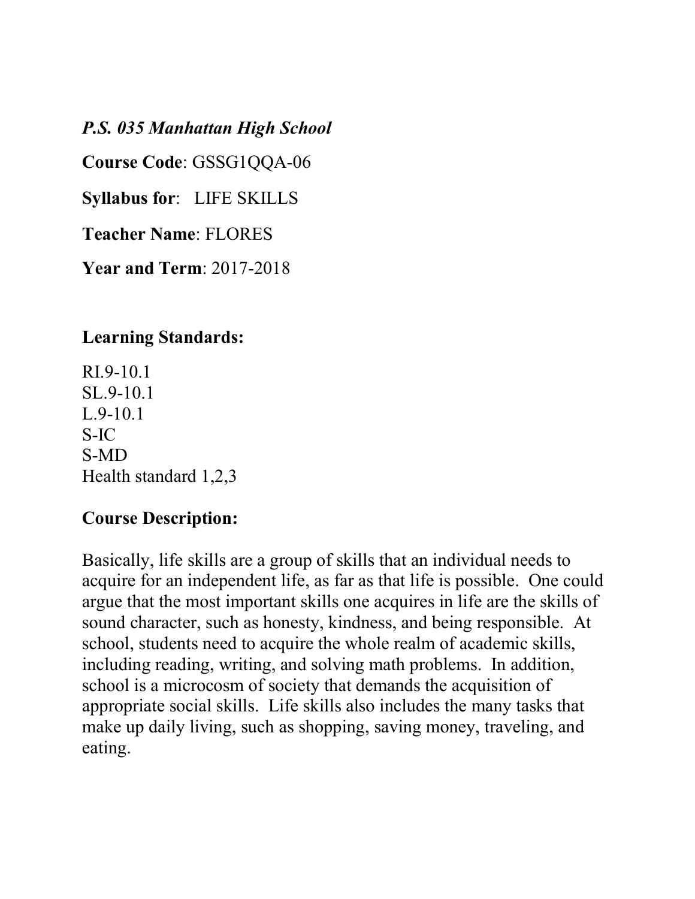*P.S. 035 Manhattan High School*

**Course Code**: GSSG1QQA-06

**Syllabus for**: LIFE SKILLS

**Teacher Name**: FLORES

**Year and Term**: 2017-2018

## Learning Standards:

RI.9-10.1
SL.9-10.1
L.9-10.1
S-IC
S-MD
Health standard 1,2,3

## Course Description:

Basically, life skills are a group of skills that an individual needs to acquire for an independent life, as far as that life is possible. One could argue that the most important skills one acquires in life are the skills of sound character, such as honesty, kindness, and being responsible. At school, students need to acquire the whole realm of academic skills, including reading, writing, and solving math problems. In addition, school is a microcosm of society that demands the acquisition of appropriate social skills. Life skills also includes the many tasks that make up daily living, such as shopping, saving money, traveling, and eating.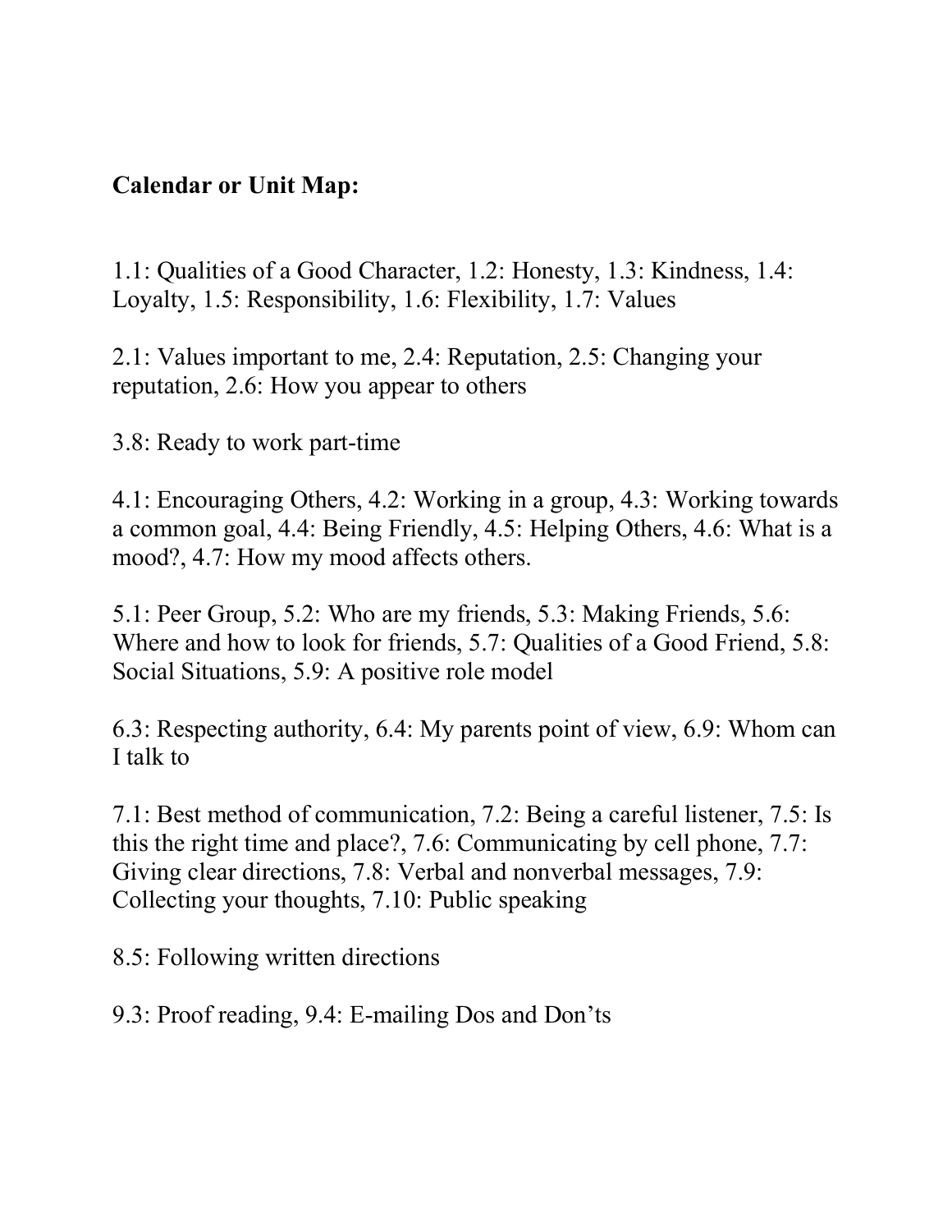**Calendar or Unit Map:**

1.1: Qualities of a Good Character, 1.2: Honesty, 1.3: Kindness, 1.4: Loyalty, 1.5: Responsibility, 1.6: Flexibility, 1.7: Values

2.1: Values important to me, 2.4: Reputation, 2.5: Changing your reputation, 2.6: How you appear to others

3.8: Ready to work part-time

4.1: Encouraging Others, 4.2: Working in a group, 4.3: Working towards a common goal, 4.4: Being Friendly, 4.5: Helping Others, 4.6: What is a mood?, 4.7: How my mood affects others.

5.1: Peer Group, 5.2: Who are my friends, 5.3: Making Friends, 5.6: Where and how to look for friends, 5.7: Qualities of a Good Friend, 5.8: Social Situations, 5.9: A positive role model

6.3: Respecting authority, 6.4: My parents point of view, 6.9: Whom can I talk to

7.1: Best method of communication, 7.2: Being a careful listener, 7.5: Is this the right time and place?, 7.6: Communicating by cell phone, 7.7: Giving clear directions, 7.8: Verbal and nonverbal messages, 7.9: Collecting your thoughts, 7.10: Public speaking

8.5: Following written directions

9.3: Proof reading, 9.4: E-mailing Dos and Don'ts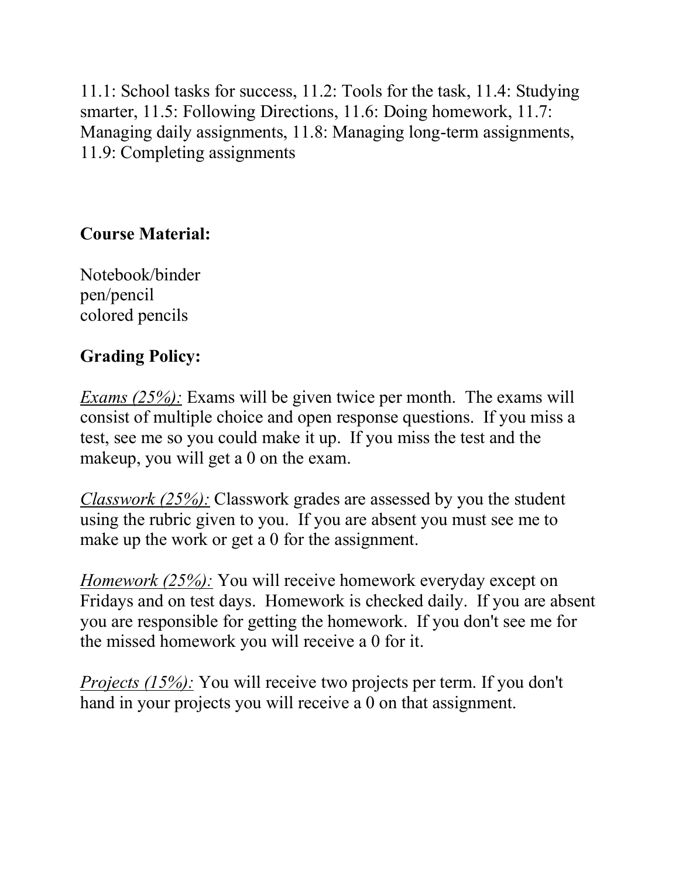11.1: School tasks for success, 11.2: Tools for the task, 11.4: Studying smarter, 11.5: Following Directions, 11.6: Doing homework, 11.7: Managing daily assignments, 11.8: Managing long-term assignments, 11.9: Completing assignments

**Course Material:**

Notebook/binder
pen/pencil
colored pencils

**Grading Policy:**

*Exams (25%):* Exams will be given twice per month. The exams will consist of multiple choice and open response questions. If you miss a test, see me so you could make it up. If you miss the test and the makeup, you will get a 0 on the exam.

*Classwork (25%):* Classwork grades are assessed by you the student using the rubric given to you. If you are absent you must see me to make up the work or get a 0 for the assignment.

*Homework (25%):* You will receive homework everyday except on Fridays and on test days. Homework is checked daily. If you are absent you are responsible for getting the homework. If you don't see me for the missed homework you will receive a 0 for it.

*Projects (15%):* You will receive two projects per term. If you don't hand in your projects you will receive a 0 on that assignment.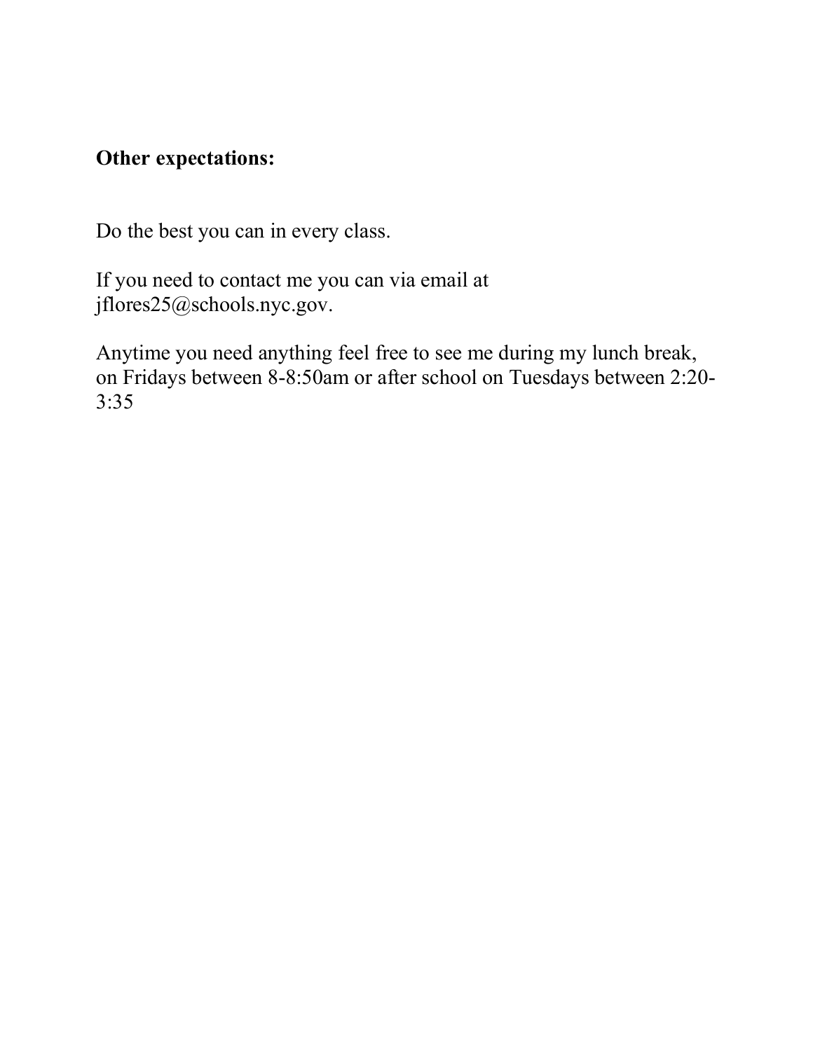**Other expectations:**

Do the best you can in every class.

If you need to contact me you can via email at jflores25@schools.nyc.gov.

Anytime you need anything feel free to see me during my lunch break, on Fridays between 8-8:50am or after school on Tuesdays between 2:20-3:35